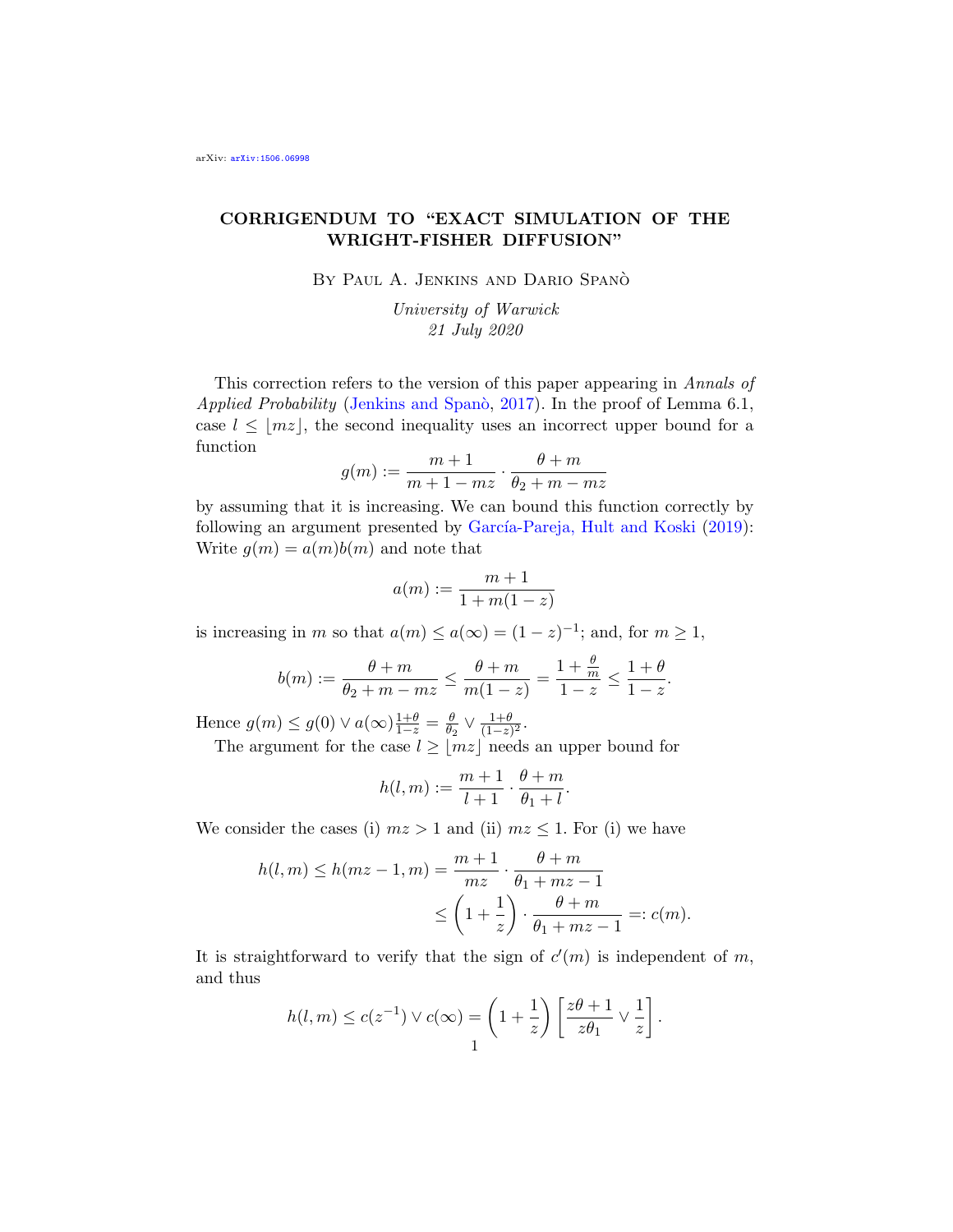arXiv: arXiv:1506.06998

# CORRIGENDUM TO "EXACT SIMULATION OF THE WRIGHT-FISHER DIFFUSION"

By Paul A. Jenkins and Dario Spanò

*University of Warwick*
*21 July 2020*

This correction refers to the version of this paper appearing in *Annals of Applied Probability* (Jenkins and Spanò, 2017). In the proof of Lemma 6.1, case $l \leq \lfloor mz \rfloor$, the second inequality uses an incorrect upper bound for a function

$$g(m) := \frac{m+1}{m+1-mz} \cdot \frac{\theta + m}{\theta_2 + m - mz}$$

by assuming that it is increasing. We can bound this function correctly by following an argument presented by García-Pareja, Hult and Koski (2019): Write $g(m) = a(m)b(m)$ and note that

$$a(m) := \frac{m+1}{1+m(1-z)}$$

is increasing in $m$ so that $a(m) \leq a(\infty) = (1-z)^{-1}$; and, for $m \geq 1$,

$$b(m) := \frac{\theta + m}{\theta_2 + m - mz} \leq \frac{\theta + m}{m(1-z)} = \frac{1 + \frac{\theta}{m}}{1-z} \leq \frac{1+\theta}{1-z}.$$

Hence $g(m) \leq g(0) \vee a(\infty)\frac{1+\theta}{1-z} = \frac{\theta}{\theta_2} \vee \frac{1+\theta}{(1-z)^2}$.

The argument for the case $l \geq \lfloor mz \rfloor$ needs an upper bound for

$$h(l,m) := \frac{m+1}{l+1} \cdot \frac{\theta + m}{\theta_1 + l}.$$

We consider the cases (i) $mz > 1$ and (ii) $mz \leq 1$. For (i) we have

$$\begin{aligned} h(l,m) \leq h(mz-1, m) &= \frac{m+1}{mz} \cdot \frac{\theta + m}{\theta_1 + mz - 1} \\ &\leq \left(1 + \frac{1}{z}\right) \cdot \frac{\theta + m}{\theta_1 + mz - 1} =: c(m). \end{aligned}$$

It is straightforward to verify that the sign of $c'(m)$ is independent of $m$, and thus

$$h(l,m) \leq c(z^{-1}) \vee c(\infty) = \left(1 + \frac{1}{z}\right)\left[\frac{z\theta + 1}{z\theta_1} \vee \frac{1}{z}\right].$$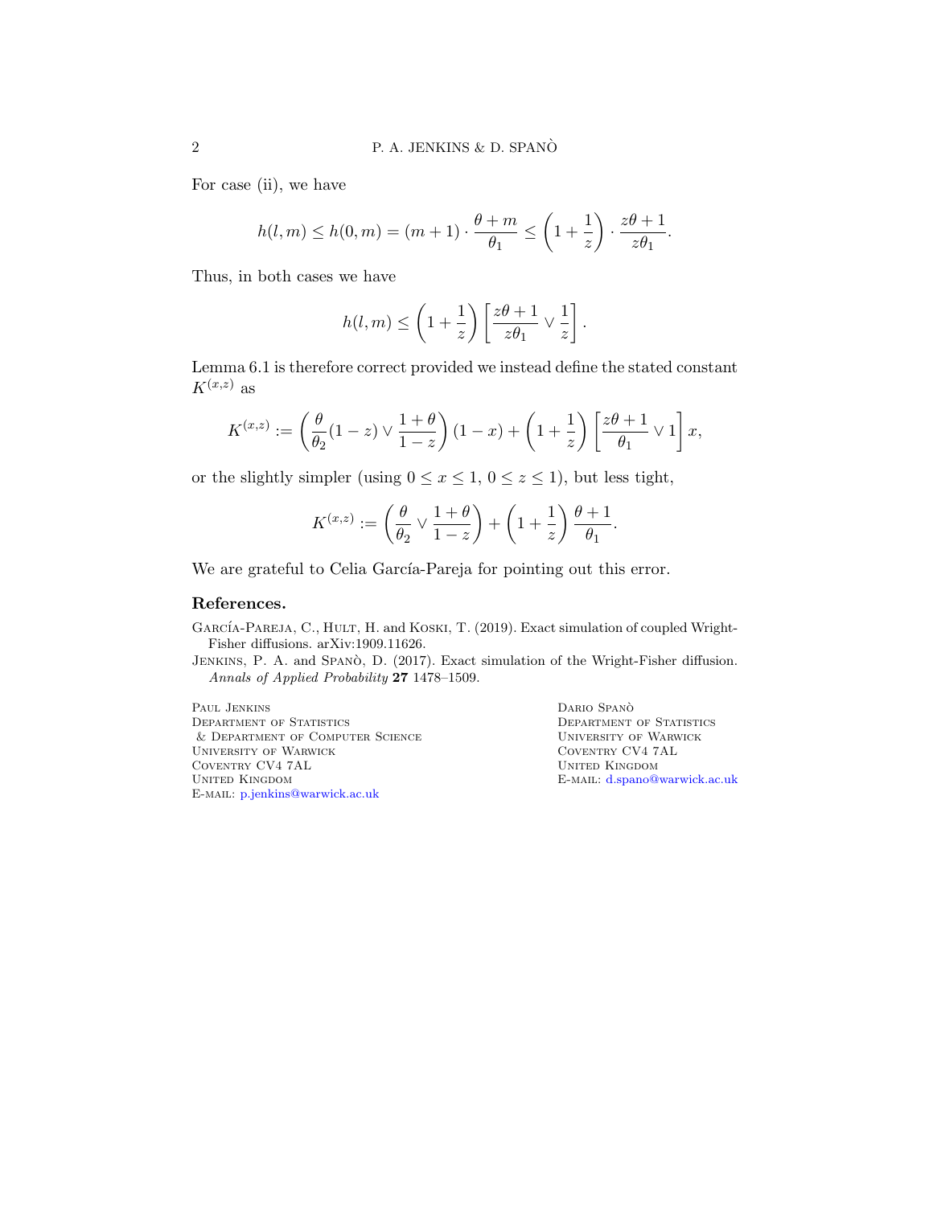For case (ii), we have

$$h(l,m) \leq h(0,m) = (m+1) \cdot \frac{\theta + m}{\theta_1} \leq \left(1 + \frac{1}{z}\right) \cdot \frac{z\theta + 1}{z\theta_1}.$$

Thus, in both cases we have

$$h(l,m) \leq \left(1 + \frac{1}{z}\right) \left[\frac{z\theta + 1}{z\theta_1} \vee \frac{1}{z}\right].$$

Lemma 6.1 is therefore correct provided we instead define the stated constant $K^{(x,z)}$ as

$$K^{(x,z)} := \left(\frac{\theta}{\theta_2}(1-z) \vee \frac{1+\theta}{1-z}\right)(1-x) + \left(1 + \frac{1}{z}\right)\left[\frac{z\theta + 1}{\theta_1} \vee 1\right] x,$$

or the slightly simpler (using $0 \leq x \leq 1$, $0 \leq z \leq 1$), but less tight,

$$K^{(x,z)} := \left(\frac{\theta}{\theta_2} \vee \frac{1+\theta}{1-z}\right) + \left(1 + \frac{1}{z}\right)\frac{\theta + 1}{\theta_1}.$$

We are grateful to Celia García-Pareja for pointing out this error.

**References.**

García-Pareja, C., Hult, H. and Koski, T. (2019). Exact simulation of coupled Wright-Fisher diffusions. arXiv:1909.11626.

Jenkins, P. A. and Spanò, D. (2017). Exact simulation of the Wright-Fisher diffusion. *Annals of Applied Probability* **27** 1478–1509.

Paul Jenkins
Department of Statistics
& Department of Computer Science
University of Warwick
Coventry CV4 7AL
United Kingdom
E-mail: p.jenkins@warwick.ac.uk

Dario Spanò
Department of Statistics
University of Warwick
Coventry CV4 7AL
United Kingdom
E-mail: d.spano@warwick.ac.uk